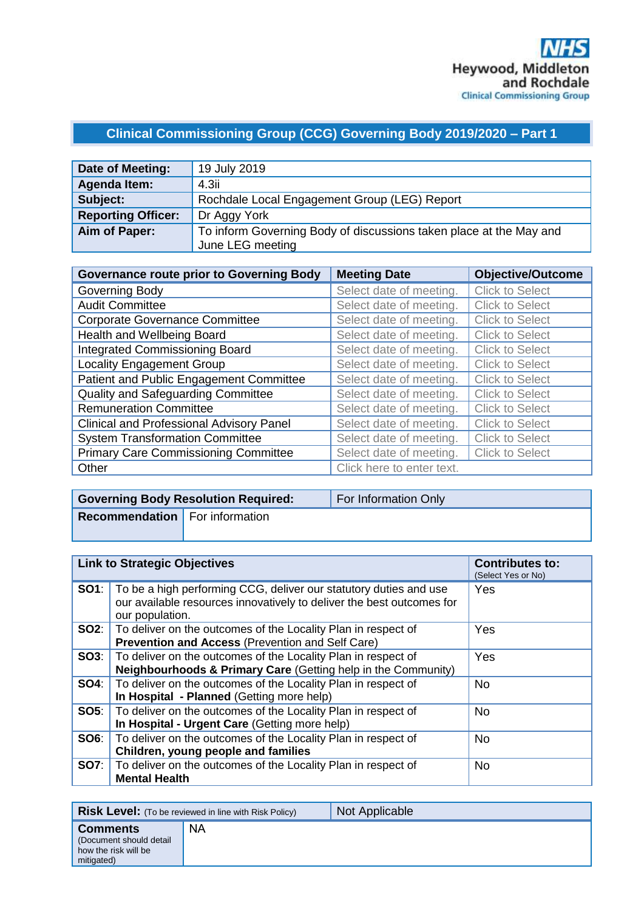NHS
Heywood, Middleton and Rochdale
Clinical Commissioning Group

# Clinical Commissioning Group (CCG) Governing Body 2019/2020 – Part 1

| **Date of Meeting:** | 19 July 2019 |
|---|---|
| **Agenda Item:** | 4.3ii |
| **Subject:** | Rochdale Local Engagement Group (LEG) Report |
| **Reporting Officer:** | Dr Aggy York |
| **Aim of Paper:** | To inform Governing Body of discussions taken place at the May and June LEG meeting |

| **Governance route prior to Governing Body** | **Meeting Date** | **Objective/Outcome** |
|---|---|---|
| Governing Body | Select date of meeting. | Click to Select |
| Audit Committee | Select date of meeting. | Click to Select |
| Corporate Governance Committee | Select date of meeting. | Click to Select |
| Health and Wellbeing Board | Select date of meeting. | Click to Select |
| Integrated Commissioning Board | Select date of meeting. | Click to Select |
| Locality Engagement Group | Select date of meeting. | Click to Select |
| Patient and Public Engagement Committee | Select date of meeting. | Click to Select |
| Quality and Safeguarding Committee | Select date of meeting. | Click to Select |
| Remuneration Committee | Select date of meeting. | Click to Select |
| Clinical and Professional Advisory Panel | Select date of meeting. | Click to Select |
| System Transformation Committee | Select date of meeting. | Click to Select |
| Primary Care Commissioning Committee | Select date of meeting. | Click to Select |
| Other | Click here to enter text. | |

| **Governing Body Resolution Required:** | For Information Only |
|---|---|
| **Recommendation** | For information |

| **Link to Strategic Objectives** | | **Contributes to:** (Select Yes or No) |
|---|---|---|
| **SO1**: | To be a high performing CCG, deliver our statutory duties and use our available resources innovatively to deliver the best outcomes for our population. | Yes |
| **SO2**: | To deliver on the outcomes of the Locality Plan in respect of **Prevention and Access** (Prevention and Self Care) | Yes |
| **SO3**: | To deliver on the outcomes of the Locality Plan in respect of **Neighbourhoods & Primary Care** (Getting help in the Community) | Yes |
| **SO4**: | To deliver on the outcomes of the Locality Plan in respect of **In Hospital - Planned** (Getting more help) | No |
| **SO5**: | To deliver on the outcomes of the Locality Plan in respect of **In Hospital - Urgent Care** (Getting more help) | No |
| **SO6**: | To deliver on the outcomes of the Locality Plan in respect of **Children, young people and families** | No |
| **SO7**: | To deliver on the outcomes of the Locality Plan in respect of **Mental Health** | No |

| **Risk Level:** (To be reviewed in line with Risk Policy) | Not Applicable |
|---|---|
| **Comments** (Document should detail how the risk will be mitigated) | NA |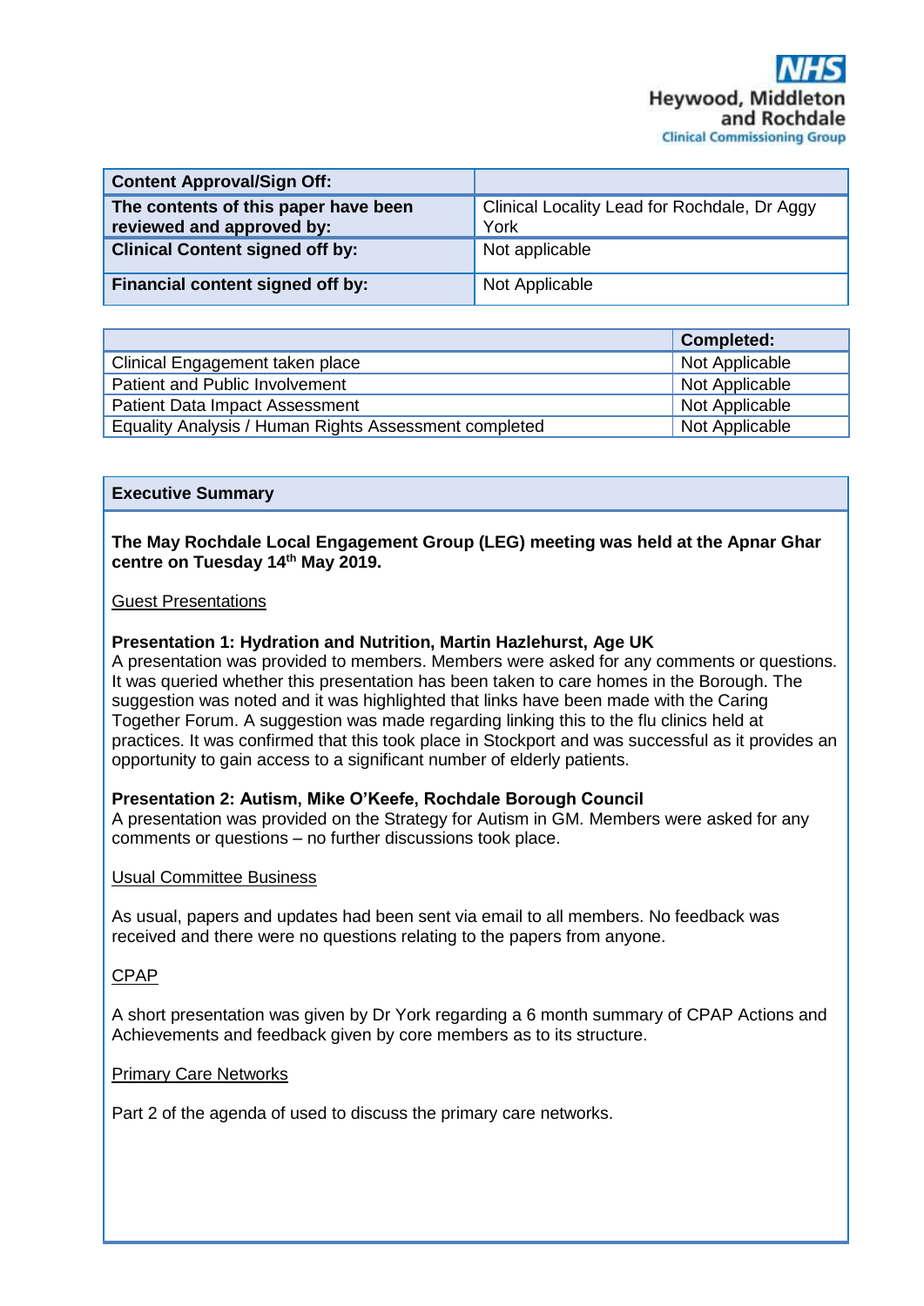Heywood, Middleton and Rochdale
Clinical Commissioning Group

| **Content Approval/Sign Off:** | |
|---|---|
| **The contents of this paper have been reviewed and approved by:** | Clinical Locality Lead for Rochdale, Dr Aggy York |
| **Clinical Content signed off by:** | Not applicable |
| **Financial content signed off by:** | Not Applicable |

| | **Completed:** |
|---|---|
| Clinical Engagement taken place | Not Applicable |
| Patient and Public Involvement | Not Applicable |
| Patient Data Impact Assessment | Not Applicable |
| Equality Analysis / Human Rights Assessment completed | Not Applicable |

## Executive Summary

**The May Rochdale Local Engagement Group (LEG) meeting was held at the Apnar Ghar centre on Tuesday 14th May 2019.**

Guest Presentations

**Presentation 1: Hydration and Nutrition, Martin Hazlehurst, Age UK**

A presentation was provided to members. Members were asked for any comments or questions. It was queried whether this presentation has been taken to care homes in the Borough. The suggestion was noted and it was highlighted that links have been made with the Caring Together Forum. A suggestion was made regarding linking this to the flu clinics held at practices. It was confirmed that this took place in Stockport and was successful as it provides an opportunity to gain access to a significant number of elderly patients.

**Presentation 2: Autism, Mike O'Keefe, Rochdale Borough Council**

A presentation was provided on the Strategy for Autism in GM. Members were asked for any comments or questions – no further discussions took place.

Usual Committee Business

As usual, papers and updates had been sent via email to all members. No feedback was received and there were no questions relating to the papers from anyone.

CPAP

A short presentation was given by Dr York regarding a 6 month summary of CPAP Actions and Achievements and feedback given by core members as to its structure.

Primary Care Networks

Part 2 of the agenda of used to discuss the primary care networks.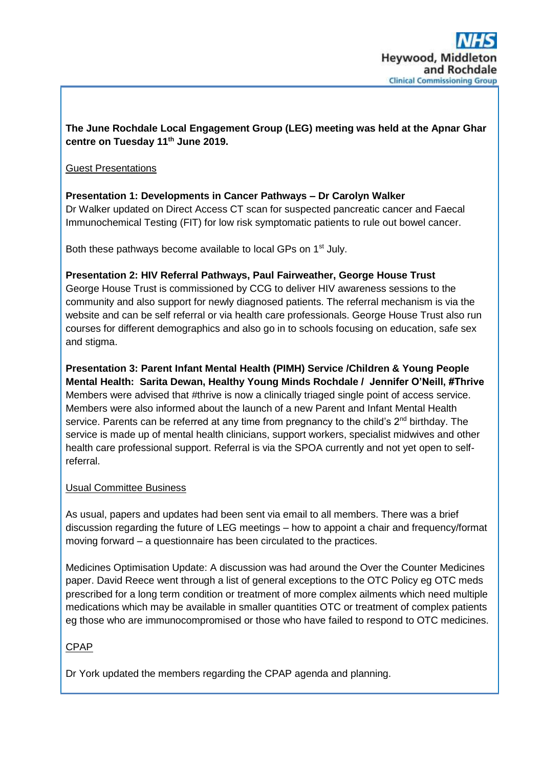**The June Rochdale Local Engagement Group (LEG) meeting was held at the Apnar Ghar centre on Tuesday 11th June 2019.**

Guest Presentations

**Presentation 1: Developments in Cancer Pathways – Dr Carolyn Walker**
Dr Walker updated on Direct Access CT scan for suspected pancreatic cancer and Faecal Immunochemical Testing (FIT) for low risk symptomatic patients to rule out bowel cancer.

Both these pathways become available to local GPs on 1st July.

**Presentation 2: HIV Referral Pathways, Paul Fairweather, George House Trust**
George House Trust is commissioned by CCG to deliver HIV awareness sessions to the community and also support for newly diagnosed patients. The referral mechanism is via the website and can be self referral or via health care professionals. George House Trust also run courses for different demographics and also go in to schools focusing on education, safe sex and stigma.

**Presentation 3: Parent Infant Mental Health (PIMH) Service /Children & Young People Mental Health: Sarita Dewan, Healthy Young Minds Rochdale / Jennifer O'Neill, #Thrive**
Members were advised that #thrive is now a clinically triaged single point of access service. Members were also informed about the launch of a new Parent and Infant Mental Health service. Parents can be referred at any time from pregnancy to the child's 2nd birthday. The service is made up of mental health clinicians, support workers, specialist midwives and other health care professional support. Referral is via the SPOA currently and not yet open to self-referral.

Usual Committee Business

As usual, papers and updates had been sent via email to all members. There was a brief discussion regarding the future of LEG meetings – how to appoint a chair and frequency/format moving forward – a questionnaire has been circulated to the practices.

Medicines Optimisation Update: A discussion was had around the Over the Counter Medicines paper. David Reece went through a list of general exceptions to the OTC Policy eg OTC meds prescribed for a long term condition or treatment of more complex ailments which need multiple medications which may be available in smaller quantities OTC or treatment of complex patients eg those who are immunocompromised or those who have failed to respond to OTC medicines.

CPAP

Dr York updated the members regarding the CPAP agenda and planning.